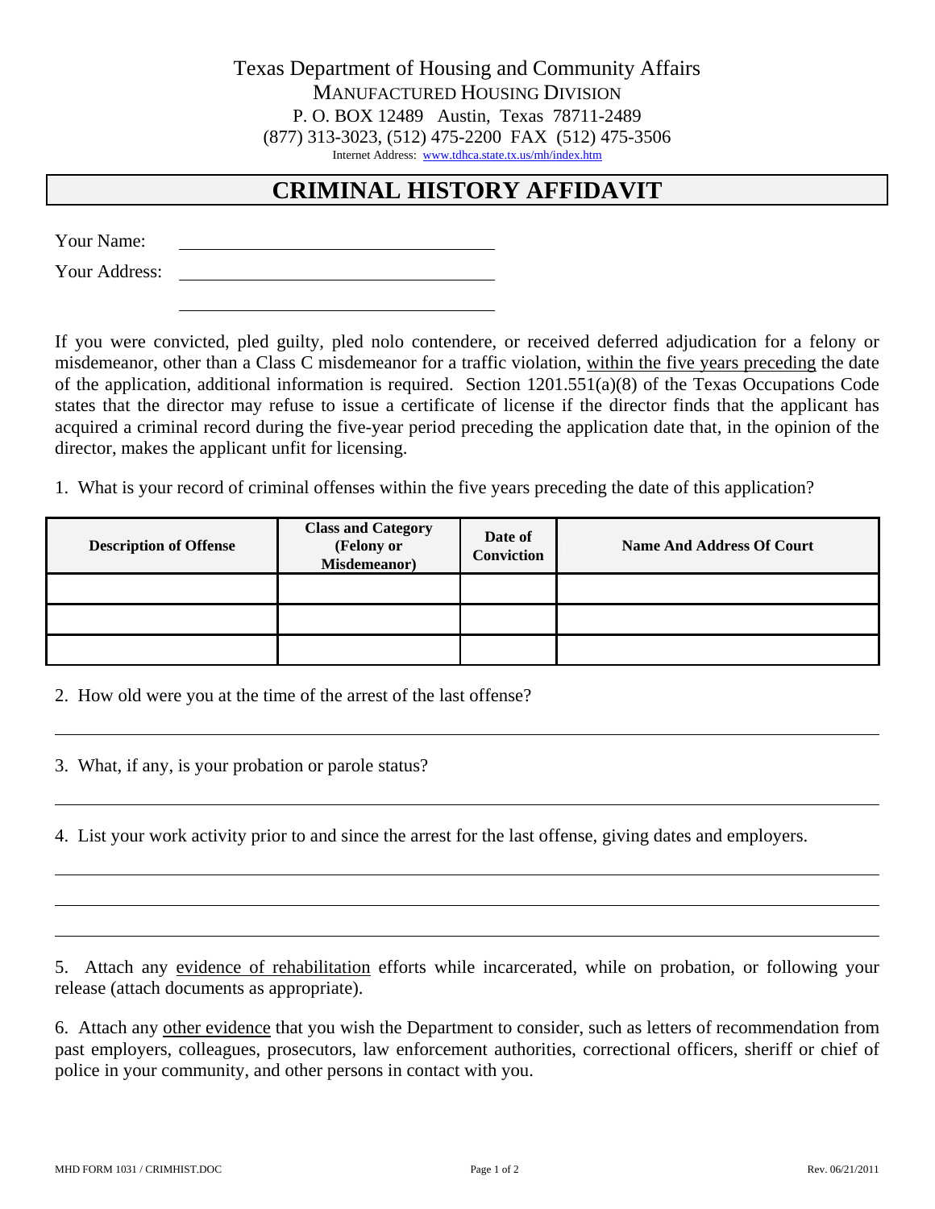Texas Department of Housing and Community Affairs

MANUFACTURED HOUSING DIVISION

P. O. BOX 12489 Austin, Texas 78711-2489

(877) 313-3023, (512) 475-2200 FAX (512) 475-3506

Internet Address: www.tdhca.state.tx.us/mh/index.htm

# CRIMINAL HISTORY AFFIDAVIT

Your Name: ______________________________

Your Address: ______________________________

______________________________

If you were convicted, pled guilty, pled nolo contendere, or received deferred adjudication for a felony or misdemeanor, other than a Class C misdemeanor for a traffic violation, within the five years preceding the date of the application, additional information is required. Section 1201.551(a)(8) of the Texas Occupations Code states that the director may refuse to issue a certificate of license if the director finds that the applicant has acquired a criminal record during the five-year period preceding the application date that, in the opinion of the director, makes the applicant unfit for licensing.

1. What is your record of criminal offenses within the five years preceding the date of this application?

| Description of Offense | Class and Category (Felony or Misdemeanor) | Date of Conviction | Name And Address Of Court |
|---|---|---|---|
| | | | |
| | | | |
| | | | |

2. How old were you at the time of the arrest of the last offense?

______________________________

3. What, if any, is your probation or parole status?

______________________________

4. List your work activity prior to and since the arrest for the last offense, giving dates and employers.

______________________________

______________________________

______________________________

5. Attach any evidence of rehabilitation efforts while incarcerated, while on probation, or following your release (attach documents as appropriate).

6. Attach any other evidence that you wish the Department to consider, such as letters of recommendation from past employers, colleagues, prosecutors, law enforcement authorities, correctional officers, sheriff or chief of police in your community, and other persons in contact with you.

MHD FORM 1031 / CRIMHIST.DOC Rev. 06/21/2011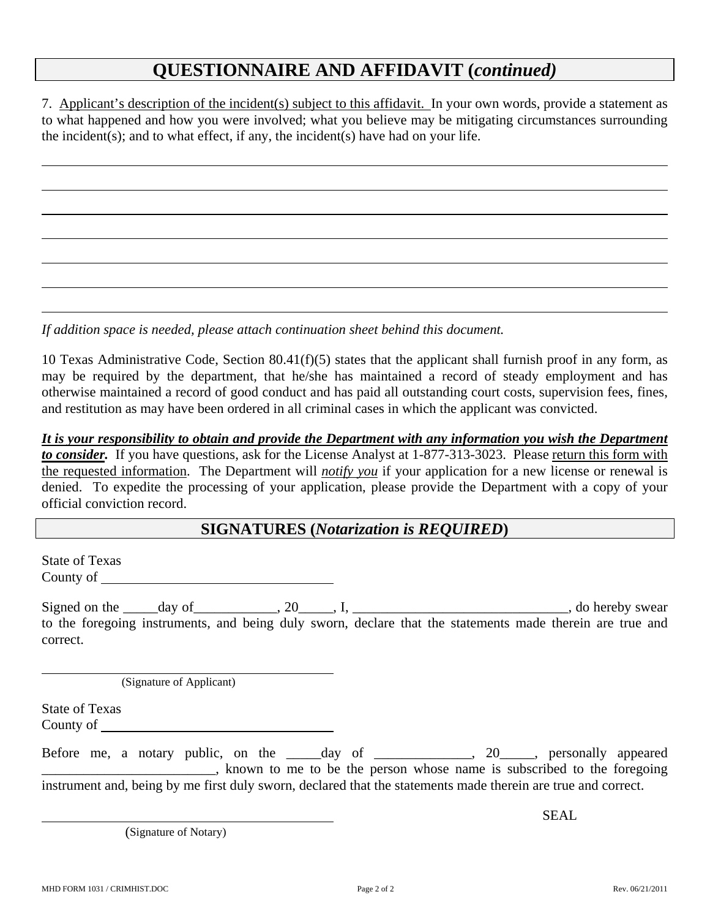## QUESTIONNAIRE AND AFFIDAVIT (*continued*)

7. Applicant's description of the incident(s) subject to this affidavit. In your own words, provide a statement as to what happened and how you were involved; what you believe may be mitigating circumstances surrounding the incident(s); and to what effect, if any, the incident(s) have had on your life.

______________________________________________________________________________

______________________________________________________________________________

______________________________________________________________________________

______________________________________________________________________________

______________________________________________________________________________

______________________________________________________________________________

______________________________________________________________________________

*If addition space is needed, please attach continuation sheet behind this document.*

10 Texas Administrative Code, Section 80.41(f)(5) states that the applicant shall furnish proof in any form, as may be required by the department, that he/she has maintained a record of steady employment and has otherwise maintained a record of good conduct and has paid all outstanding court costs, supervision fees, fines, and restitution as may have been ordered in all criminal cases in which the applicant was convicted.

***It is your responsibility to obtain and provide the Department with any information you wish the Department to consider.*** If you have questions, ask for the License Analyst at 1-877-313-3023. Please return this form with the requested information. The Department will *notify you* if your application for a new license or renewal is denied. To expedite the processing of your application, please provide the Department with a copy of your official conviction record.

## SIGNATURES (*Notarization is REQUIRED*)

State of Texas
County of ________________________________

Signed on the _____day of____________, 20_____, I, _______________________________, do hereby swear to the foregoing instruments, and being duly sworn, declare that the statements made therein are true and correct.

______________________________________________
(Signature of Applicant)

State of Texas
County of ________________________________

Before me, a notary public, on the _____day of ______________, 20_____, personally appeared _________________________, known to me to be the person whose name is subscribed to the foregoing instrument and, being by me first duly sworn, declared that the statements made therein are true and correct.

______________________________________________ SEAL
(Signature of Notary)

MHD FORM 1031 / CRIMHIST.DOC Rev. 06/21/2011